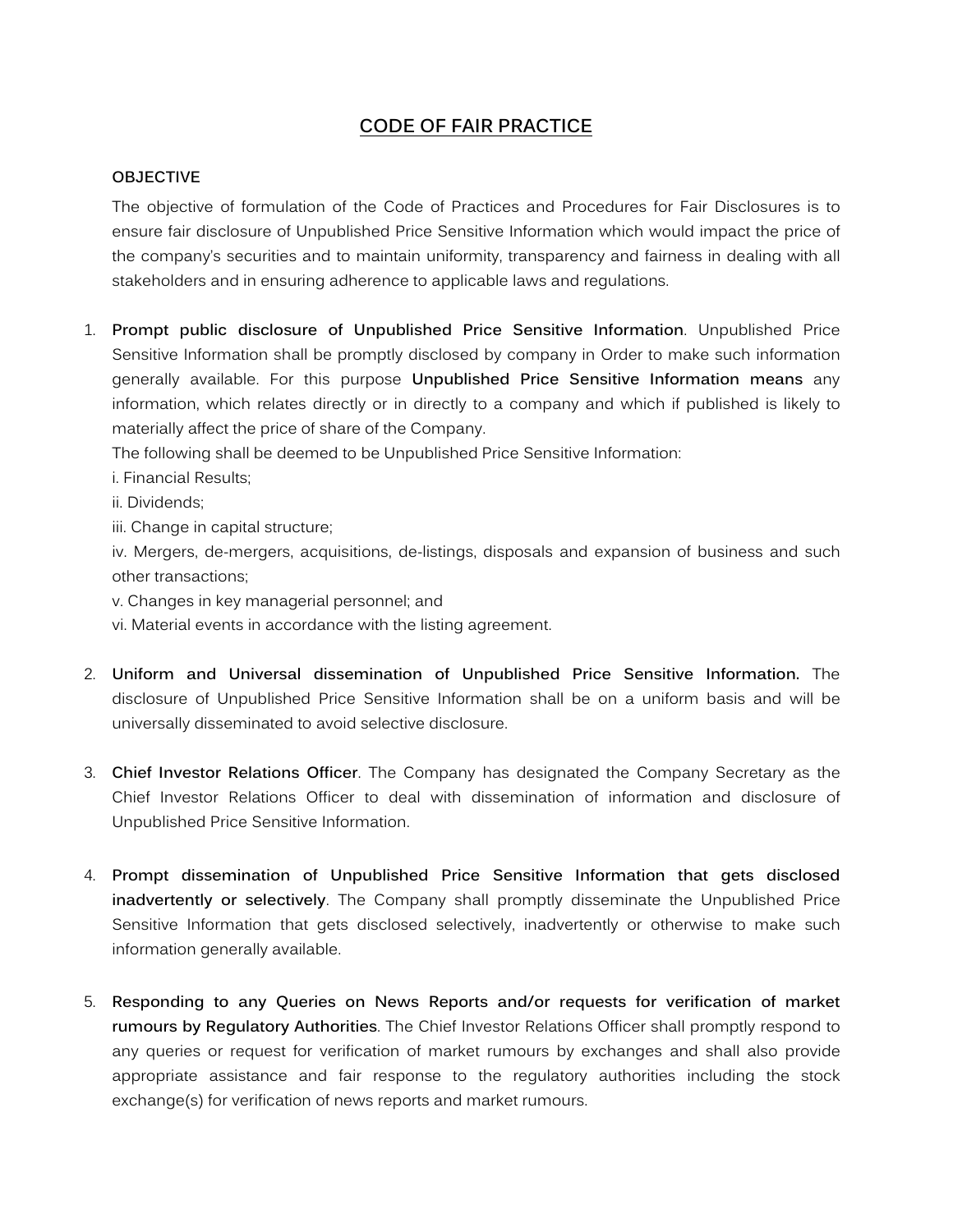# CODE OF FAIR PRACTICE

## OBJECTIVE

The objective of formulation of the Code of Practices and Procedures for Fair Disclosures is to ensure fair disclosure of Unpublished Price Sensitive Information which would impact the price of the company's securities and to maintain uniformity, transparency and fairness in dealing with all stakeholders and in ensuring adherence to applicable laws and regulations.

1. **Prompt public disclosure of Unpublished Price Sensitive Information**. Unpublished Price Sensitive Information shall be promptly disclosed by company in Order to make such information generally available. For this purpose **Unpublished Price Sensitive Information means** any information, which relates directly or in directly to a company and which if published is likely to materially affect the price of share of the Company.

   The following shall be deemed to be Unpublished Price Sensitive Information:

   i. Financial Results;

   ii. Dividends;

   iii. Change in capital structure;

   iv. Mergers, de-mergers, acquisitions, de-listings, disposals and expansion of business and such other transactions;

   v. Changes in key managerial personnel; and

   vi. Material events in accordance with the listing agreement.

2. **Uniform and Universal dissemination of Unpublished Price Sensitive Information.** The disclosure of Unpublished Price Sensitive Information shall be on a uniform basis and will be universally disseminated to avoid selective disclosure.

3. **Chief Investor Relations Officer**. The Company has designated the Company Secretary as the Chief Investor Relations Officer to deal with dissemination of information and disclosure of Unpublished Price Sensitive Information.

4. **Prompt dissemination of Unpublished Price Sensitive Information that gets disclosed inadvertently or selectively**. The Company shall promptly disseminate the Unpublished Price Sensitive Information that gets disclosed selectively, inadvertently or otherwise to make such information generally available.

5. **Responding to any Queries on News Reports and/or requests for verification of market rumours by Regulatory Authorities**. The Chief Investor Relations Officer shall promptly respond to any queries or request for verification of market rumours by exchanges and shall also provide appropriate assistance and fair response to the regulatory authorities including the stock exchange(s) for verification of news reports and market rumours.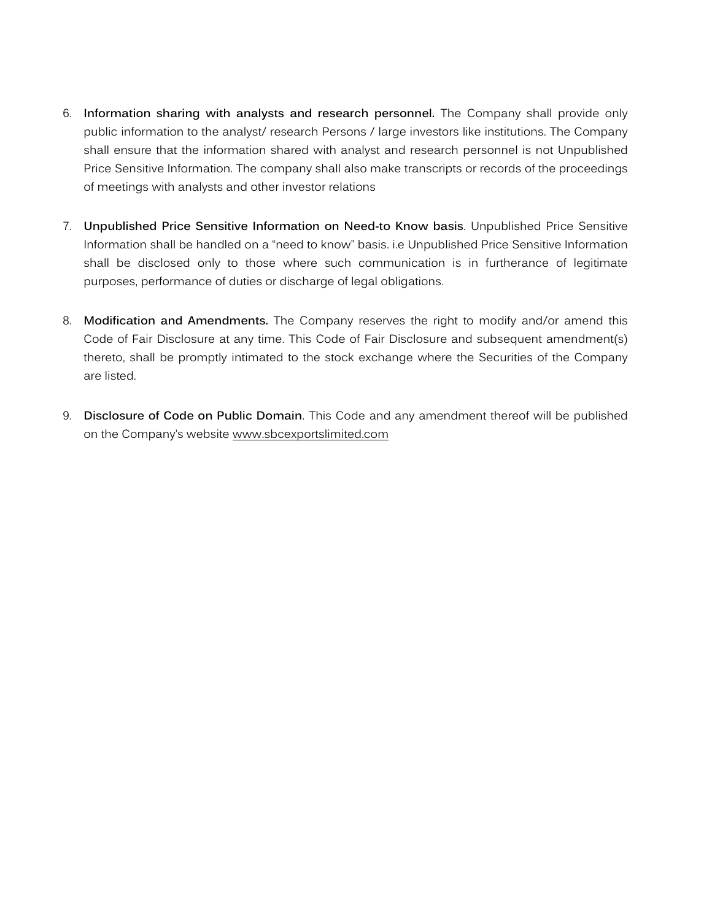6. **Information sharing with analysts and research personnel.** The Company shall provide only public information to the analyst/ research Persons / large investors like institutions. The Company shall ensure that the information shared with analyst and research personnel is not Unpublished Price Sensitive Information. The company shall also make transcripts or records of the proceedings of meetings with analysts and other investor relations

7. **Unpublished Price Sensitive Information on Need-to Know basis**. Unpublished Price Sensitive Information shall be handled on a "need to know" basis. i.e Unpublished Price Sensitive Information shall be disclosed only to those where such communication is in furtherance of legitimate purposes, performance of duties or discharge of legal obligations.

8. **Modification and Amendments.** The Company reserves the right to modify and/or amend this Code of Fair Disclosure at any time. This Code of Fair Disclosure and subsequent amendment(s) thereto, shall be promptly intimated to the stock exchange where the Securities of the Company are listed.

9. **Disclosure of Code on Public Domain**. This Code and any amendment thereof will be published on the Company's website www.sbcexportslimited.com